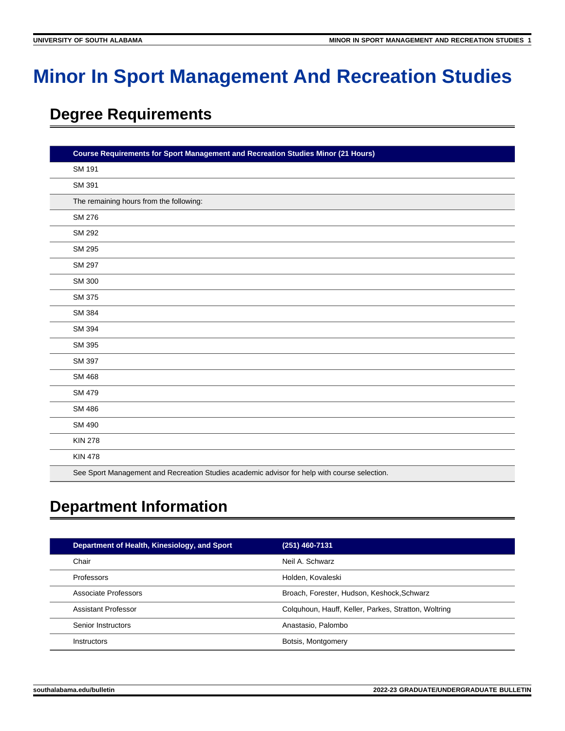# Minor In Sport Management And Recreation Studies

## Degree Requirements

| Course Requirements for Sport Management and Recreation Studies Minor (21 Hours) |
| --- |
| SM 191 |
| SM 391 |
| The remaining hours from the following: |
| SM 276 |
| SM 292 |
| SM 295 |
| SM 297 |
| SM 300 |
| SM 375 |
| SM 384 |
| SM 394 |
| SM 395 |
| SM 397 |
| SM 468 |
| SM 479 |
| SM 486 |
| SM 490 |
| KIN 278 |
| KIN 478 |
| See Sport Management and Recreation Studies academic advisor for help with course selection. |

## Department Information

| Department of Health, Kinesiology, and Sport | (251) 460-7131 |
| --- | --- |
| Chair | Neil A. Schwarz |
| Professors | Holden, Kovaleski |
| Associate Professors | Broach, Forester, Hudson, Keshock,Schwarz |
| Assistant Professor | Colquhoun, Hauff, Keller, Parkes, Stratton, Woltring |
| Senior Instructors | Anastasio, Palombo |
| Instructors | Botsis, Montgomery |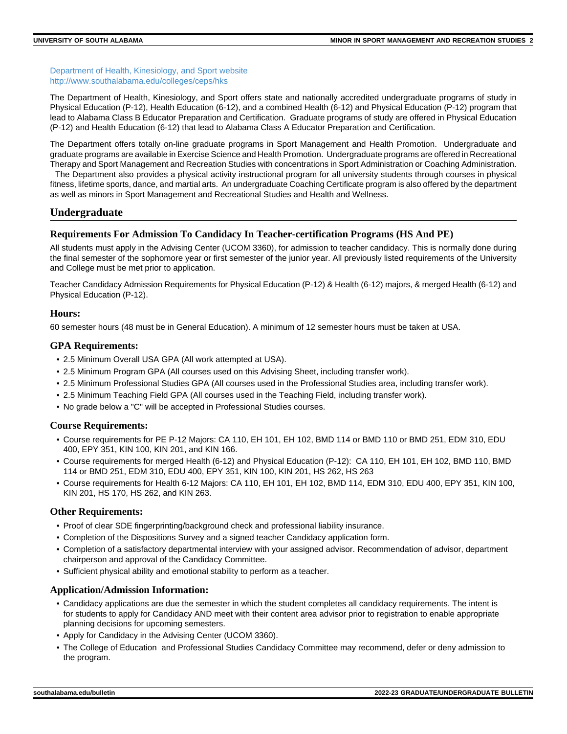[Department of Health, Kinesiology, and Sport website](http://www.southalabama.edu/colleges/ceps/hks)
http://www.southalabama.edu/colleges/ceps/hks

The Department of Health, Kinesiology, and Sport offers state and nationally accredited undergraduate programs of study in Physical Education (P-12), Health Education (6-12), and a combined Health (6-12) and Physical Education (P-12) program that lead to Alabama Class B Educator Preparation and Certification. Graduate programs of study are offered in Physical Education (P-12) and Health Education (6-12) that lead to Alabama Class A Educator Preparation and Certification.

The Department offers totally on-line graduate programs in Sport Management and Health Promotion. Undergraduate and graduate programs are available in Exercise Science and Health Promotion. Undergraduate programs are offered in Recreational Therapy and Sport Management and Recreation Studies with concentrations in Sport Administration or Coaching Administration. The Department also provides a physical activity instructional program for all university students through courses in physical fitness, lifetime sports, dance, and martial arts. An undergraduate Coaching Certificate program is also offered by the department as well as minors in Sport Management and Recreational Studies and Health and Wellness.

## Undergraduate

### Requirements For Admission To Candidacy In Teacher-certification Programs (HS And PE)

All students must apply in the Advising Center (UCOM 3360), for admission to teacher candidacy. This is normally done during the final semester of the sophomore year or first semester of the junior year. All previously listed requirements of the University and College must be met prior to application.

Teacher Candidacy Admission Requirements for Physical Education (P-12) & Health (6-12) majors, & merged Health (6-12) and Physical Education (P-12).

#### Hours:

60 semester hours (48 must be in General Education). A minimum of 12 semester hours must be taken at USA.

#### GPA Requirements:

- 2.5 Minimum Overall USA GPA (All work attempted at USA).
- 2.5 Minimum Program GPA (All courses used on this Advising Sheet, including transfer work).
- 2.5 Minimum Professional Studies GPA (All courses used in the Professional Studies area, including transfer work).
- 2.5 Minimum Teaching Field GPA (All courses used in the Teaching Field, including transfer work).
- No grade below a "C" will be accepted in Professional Studies courses.

#### Course Requirements:

- Course requirements for PE P-12 Majors: CA 110, EH 101, EH 102, BMD 114 or BMD 110 or BMD 251, EDM 310, EDU 400, EPY 351, KIN 100, KIN 201, and KIN 166.
- Course requirements for merged Health (6-12) and Physical Education (P-12): CA 110, EH 101, EH 102, BMD 110, BMD 114 or BMD 251, EDM 310, EDU 400, EPY 351, KIN 100, KIN 201, HS 262, HS 263
- Course requirements for Health 6-12 Majors: CA 110, EH 101, EH 102, BMD 114, EDM 310, EDU 400, EPY 351, KIN 100, KIN 201, HS 170, HS 262, and KIN 263.

#### Other Requirements:

- Proof of clear SDE fingerprinting/background check and professional liability insurance.
- Completion of the Dispositions Survey and a signed teacher Candidacy application form.
- Completion of a satisfactory departmental interview with your assigned advisor. Recommendation of advisor, department chairperson and approval of the Candidacy Committee.
- Sufficient physical ability and emotional stability to perform as a teacher.

#### Application/Admission Information:

- Candidacy applications are due the semester in which the student completes all candidacy requirements. The intent is for students to apply for Candidacy AND meet with their content area advisor prior to registration to enable appropriate planning decisions for upcoming semesters.
- Apply for Candidacy in the Advising Center (UCOM 3360).
- The College of Education and Professional Studies Candidacy Committee may recommend, defer or deny admission to the program.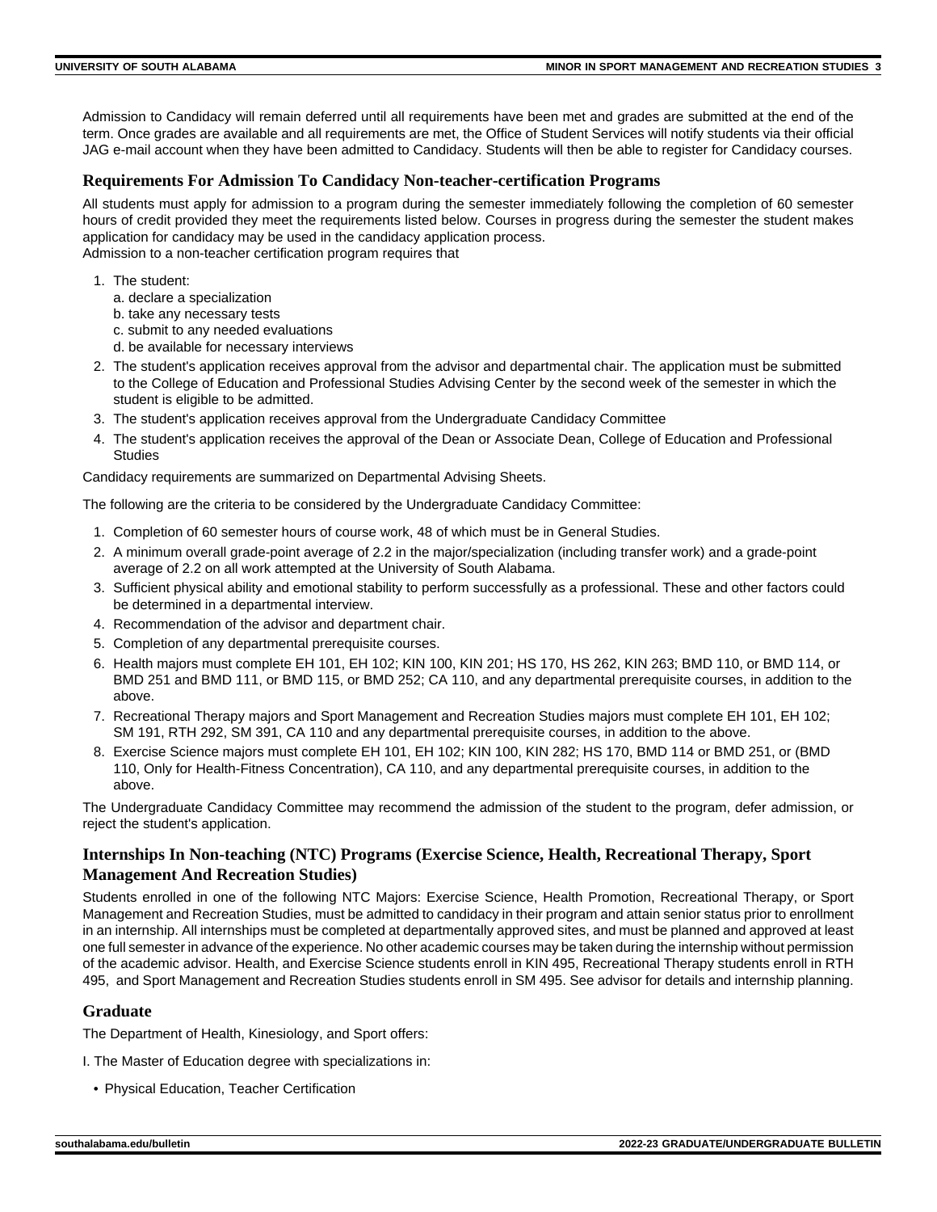Admission to Candidacy will remain deferred until all requirements have been met and grades are submitted at the end of the term. Once grades are available and all requirements are met, the Office of Student Services will notify students via their official JAG e-mail account when they have been admitted to Candidacy. Students will then be able to register for Candidacy courses.

## Requirements For Admission To Candidacy Non-teacher-certification Programs

All students must apply for admission to a program during the semester immediately following the completion of 60 semester hours of credit provided they meet the requirements listed below. Courses in progress during the semester the student makes application for candidacy may be used in the candidacy application process.
Admission to a non-teacher certification program requires that

1. The student:
   a. declare a specialization
   b. take any necessary tests
   c. submit to any needed evaluations
   d. be available for necessary interviews
2. The student's application receives approval from the advisor and departmental chair. The application must be submitted to the College of Education and Professional Studies Advising Center by the second week of the semester in which the student is eligible to be admitted.
3. The student's application receives approval from the Undergraduate Candidacy Committee
4. The student's application receives the approval of the Dean or Associate Dean, College of Education and Professional Studies

Candidacy requirements are summarized on Departmental Advising Sheets.

The following are the criteria to be considered by the Undergraduate Candidacy Committee:

1. Completion of 60 semester hours of course work, 48 of which must be in General Studies.
2. A minimum overall grade-point average of 2.2 in the major/specialization (including transfer work) and a grade-point average of 2.2 on all work attempted at the University of South Alabama.
3. Sufficient physical ability and emotional stability to perform successfully as a professional. These and other factors could be determined in a departmental interview.
4. Recommendation of the advisor and department chair.
5. Completion of any departmental prerequisite courses.
6. Health majors must complete EH 101, EH 102; KIN 100, KIN 201; HS 170, HS 262, KIN 263; BMD 110, or BMD 114, or BMD 251 and BMD 111, or BMD 115, or BMD 252; CA 110, and any departmental prerequisite courses, in addition to the above.
7. Recreational Therapy majors and Sport Management and Recreation Studies majors must complete EH 101, EH 102; SM 191, RTH 292, SM 391, CA 110 and any departmental prerequisite courses, in addition to the above.
8. Exercise Science majors must complete EH 101, EH 102; KIN 100, KIN 282; HS 170, BMD 114 or BMD 251, or (BMD 110, Only for Health-Fitness Concentration), CA 110, and any departmental prerequisite courses, in addition to the above.

The Undergraduate Candidacy Committee may recommend the admission of the student to the program, defer admission, or reject the student's application.

## Internships In Non-teaching (NTC) Programs (Exercise Science, Health, Recreational Therapy, Sport Management And Recreation Studies)

Students enrolled in one of the following NTC Majors: Exercise Science, Health Promotion, Recreational Therapy, or Sport Management and Recreation Studies, must be admitted to candidacy in their program and attain senior status prior to enrollment in an internship. All internships must be completed at departmentally approved sites, and must be planned and approved at least one full semester in advance of the experience. No other academic courses may be taken during the internship without permission of the academic advisor. Health, and Exercise Science students enroll in KIN 495, Recreational Therapy students enroll in RTH 495, and Sport Management and Recreation Studies students enroll in SM 495. See advisor for details and internship planning.

## Graduate

The Department of Health, Kinesiology, and Sport offers:

I. The Master of Education degree with specializations in:

- Physical Education, Teacher Certification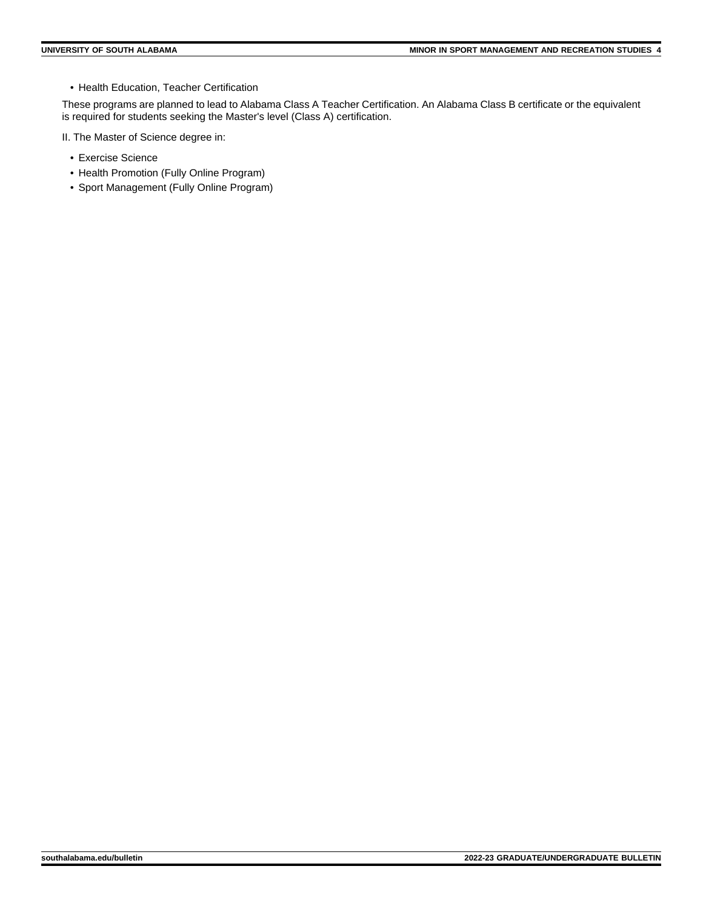- Health Education, Teacher Certification

These programs are planned to lead to Alabama Class A Teacher Certification. An Alabama Class B certificate or the equivalent is required for students seeking the Master's level (Class A) certification.

II. The Master of Science degree in:

- Exercise Science
- Health Promotion (Fully Online Program)
- Sport Management (Fully Online Program)